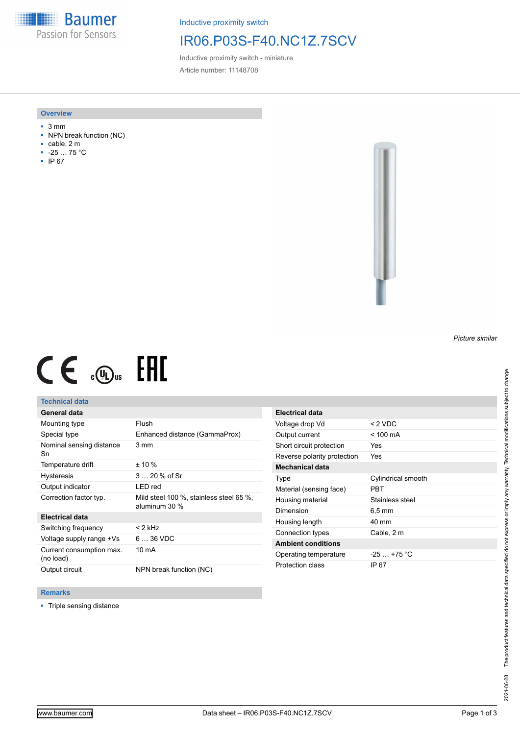Baumer
Passion for Sensors

Inductive proximity switch

# IR06.P03S-F40.NC1Z.7SCV

Inductive proximity switch - miniature

Article number: 11148708

## Overview

- 3 mm
- NPN break function (NC)
- cable, 2 m
- -25 … 75 °C
- IP 67

*Picture similar*

## Technical data

| General data | |
|---|---|
| Mounting type | Flush |
| Special type | Enhanced distance (GammaProx) |
| Nominal sensing distance Sn | 3 mm |
| Temperature drift | ± 10 % |
| Hysteresis | 3 … 20 % of Sr |
| Output indicator | LED red |
| Correction factor typ. | Mild steel 100 %, stainless steel 65 %, aluminum 30 % |

| Electrical data | |
|---|---|
| Switching frequency | < 2 kHz |
| Voltage supply range +Vs | 6 … 36 VDC |
| Current consumption max. (no load) | 10 mA |
| Output circuit | NPN break function (NC) |
| Voltage drop Vd | < 2 VDC |
| Output current | < 100 mA |
| Short circuit protection | Yes |
| Reverse polarity protection | Yes |

| Mechanical data | |
|---|---|
| Type | Cylindrical smooth |
| Material (sensing face) | PBT |
| Housing material | Stainless steel |
| Dimension | 6,5 mm |
| Housing length | 40 mm |
| Connection types | Cable, 2 m |

| Ambient conditions | |
|---|---|
| Operating temperature | -25 … +75 °C |
| Protection class | IP 67 |

## Remarks

- Triple sensing distance

The product features and technical data specified do not express or imply any warranty. Technical modifications subject to change.

2021-06-28

www.baumer.com

Data sheet – IR06.P03S-F40.NC1Z.7SCV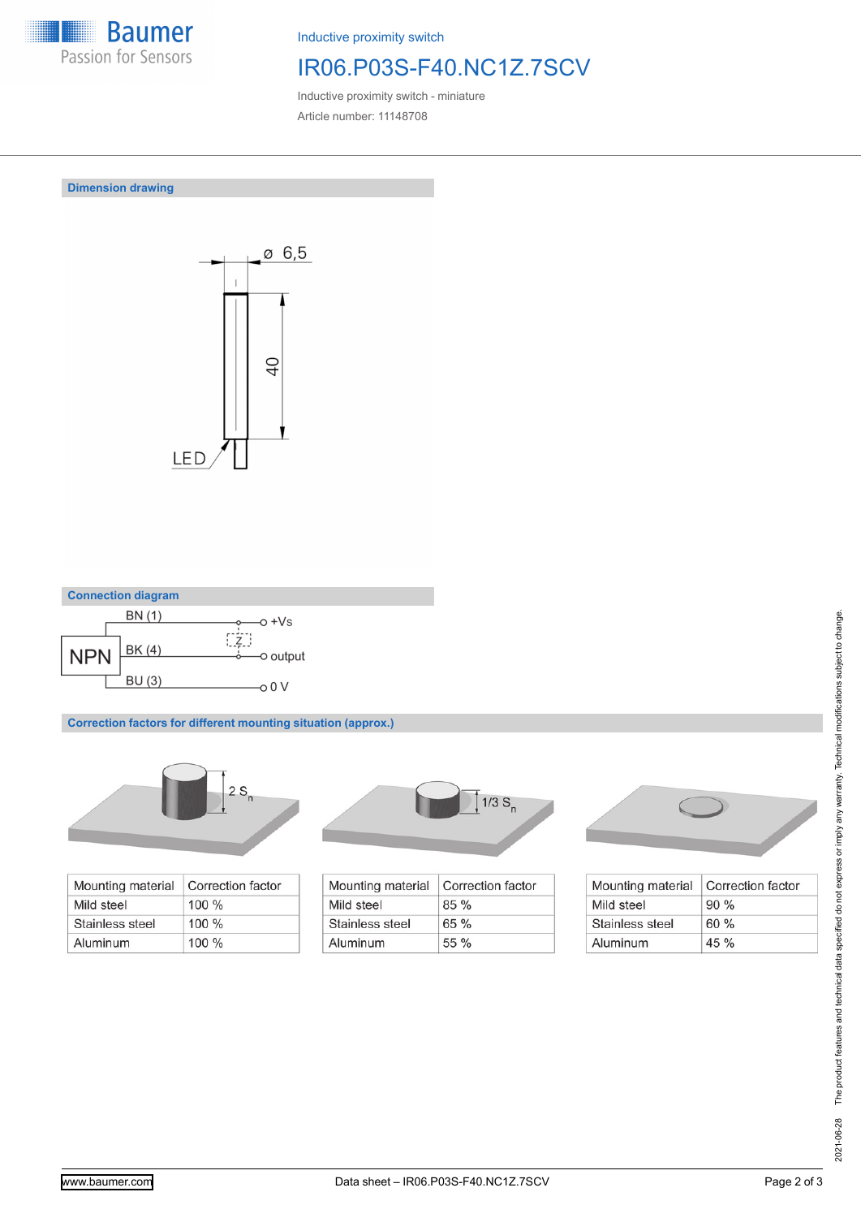Inductive proximity switch

# IR06.P03S-F40.NC1Z.7SCV

Inductive proximity switch - miniature

Article number: 11148708

## Dimension drawing

ø 6,5

40

LED

## Connection diagram

NPN

BN (1) — +Vs

BK (4) — output

BU (3) — 0 V

Z

## Correction factors for different mounting situation (approx.)

2 $S_n$

| Mounting material | Correction factor |
|---|---|
| Mild steel | 100 % |
| Stainless steel | 100 % |
| Aluminum | 100 % |

1/3 $S_n$

| Mounting material | Correction factor |
|---|---|
| Mild steel | 85 % |
| Stainless steel | 65 % |
| Aluminum | 55 % |

| Mounting material | Correction factor |
|---|---|
| Mild steel | 90 % |
| Stainless steel | 60 % |
| Aluminum | 45 % |

2021-06-28 The product features and technical data specified do not express or imply any warranty. Technical modifications subject to change.

www.baumer.com

Data sheet – IR06.P03S-F40.NC1Z.7SCV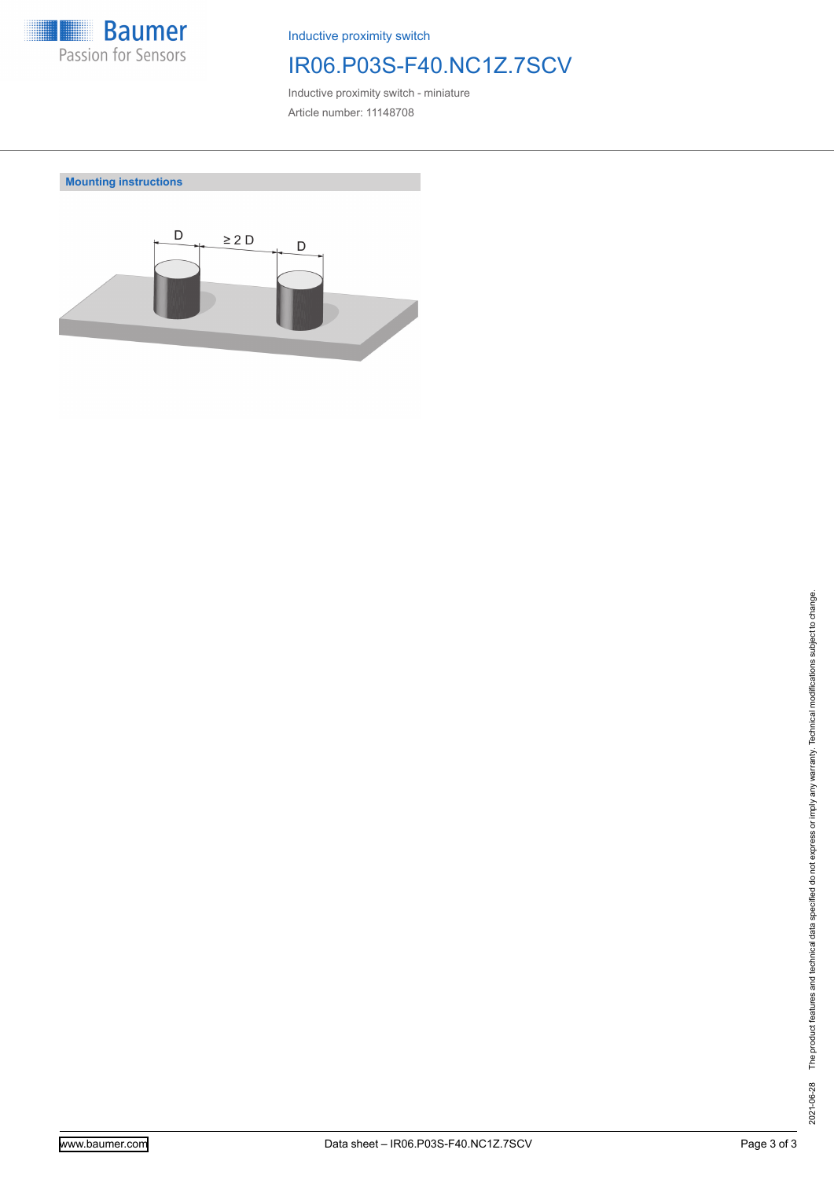Inductive proximity switch

# IR06.P03S-F40.NC1Z.7SCV

Inductive proximity switch - miniature

Article number: 11148708

## Mounting instructions

D

≥ 2 D

D